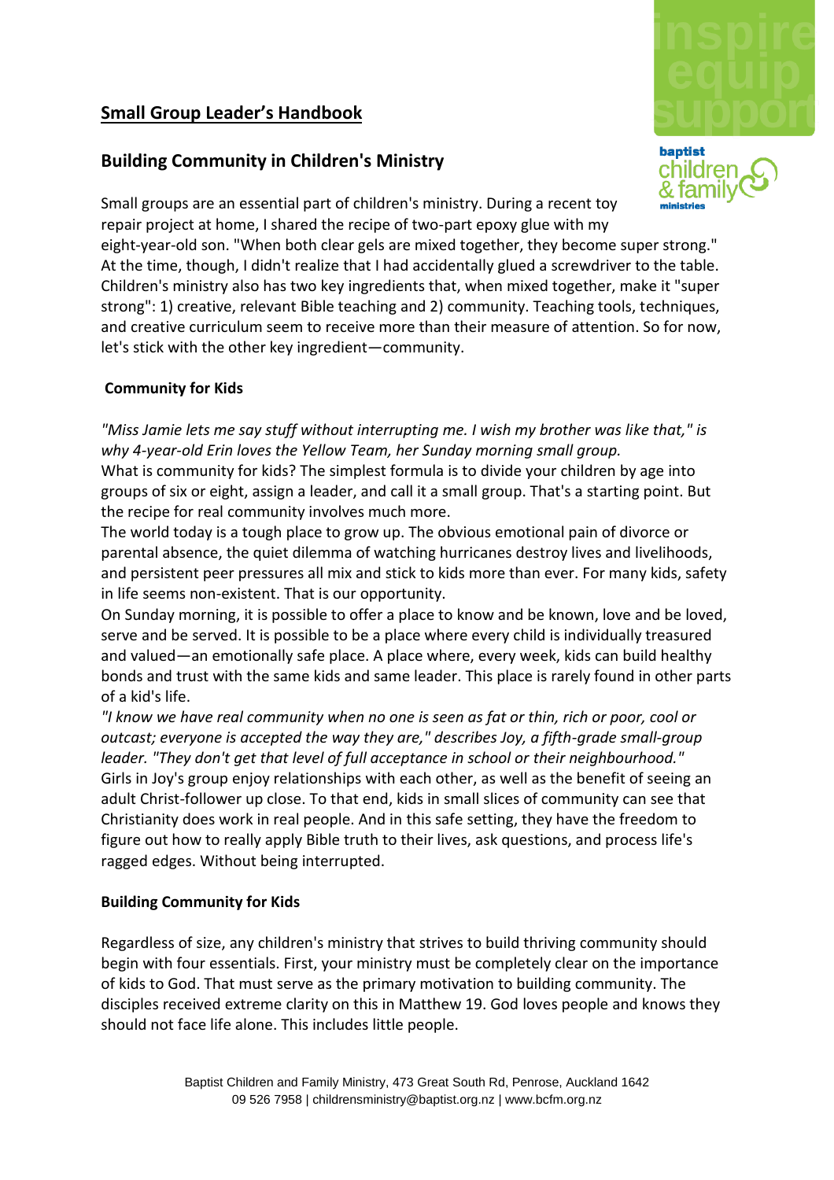# Small Group Leader's Handbook

## Building Community in Children's Ministry

Small groups are an essential part of children's ministry. During a recent toy repair project at home, I shared the recipe of two-part epoxy glue with my eight-year-old son. "When both clear gels are mixed together, they become super strong." At the time, though, I didn't realize that I had accidentally glued a screwdriver to the table. Children's ministry also has two key ingredients that, when mixed together, make it "super strong": 1) creative, relevant Bible teaching and 2) community. Teaching tools, techniques, and creative curriculum seem to receive more than their measure of attention. So for now, let's stick with the other key ingredient—community.

### Community for Kids

*"Miss Jamie lets me say stuff without interrupting me. I wish my brother was like that," is why 4-year-old Erin loves the Yellow Team, her Sunday morning small group.*

What is community for kids? The simplest formula is to divide your children by age into groups of six or eight, assign a leader, and call it a small group. That's a starting point. But the recipe for real community involves much more.

The world today is a tough place to grow up. The obvious emotional pain of divorce or parental absence, the quiet dilemma of watching hurricanes destroy lives and livelihoods, and persistent peer pressures all mix and stick to kids more than ever. For many kids, safety in life seems non-existent. That is our opportunity.

On Sunday morning, it is possible to offer a place to know and be known, love and be loved, serve and be served. It is possible to be a place where every child is individually treasured and valued—an emotionally safe place. A place where, every week, kids can build healthy bonds and trust with the same kids and same leader. This place is rarely found in other parts of a kid's life.

*"I know we have real community when no one is seen as fat or thin, rich or poor, cool or outcast; everyone is accepted the way they are," describes Joy, a fifth-grade small-group leader. "They don't get that level of full acceptance in school or their neighbourhood."*

Girls in Joy's group enjoy relationships with each other, as well as the benefit of seeing an adult Christ-follower up close. To that end, kids in small slices of community can see that Christianity does work in real people. And in this safe setting, they have the freedom to figure out how to really apply Bible truth to their lives, ask questions, and process life's ragged edges. Without being interrupted.

### Building Community for Kids

Regardless of size, any children's ministry that strives to build thriving community should begin with four essentials. First, your ministry must be completely clear on the importance of kids to God. That must serve as the primary motivation to building community. The disciples received extreme clarity on this in Matthew 19. God loves people and knows they should not face life alone. This includes little people.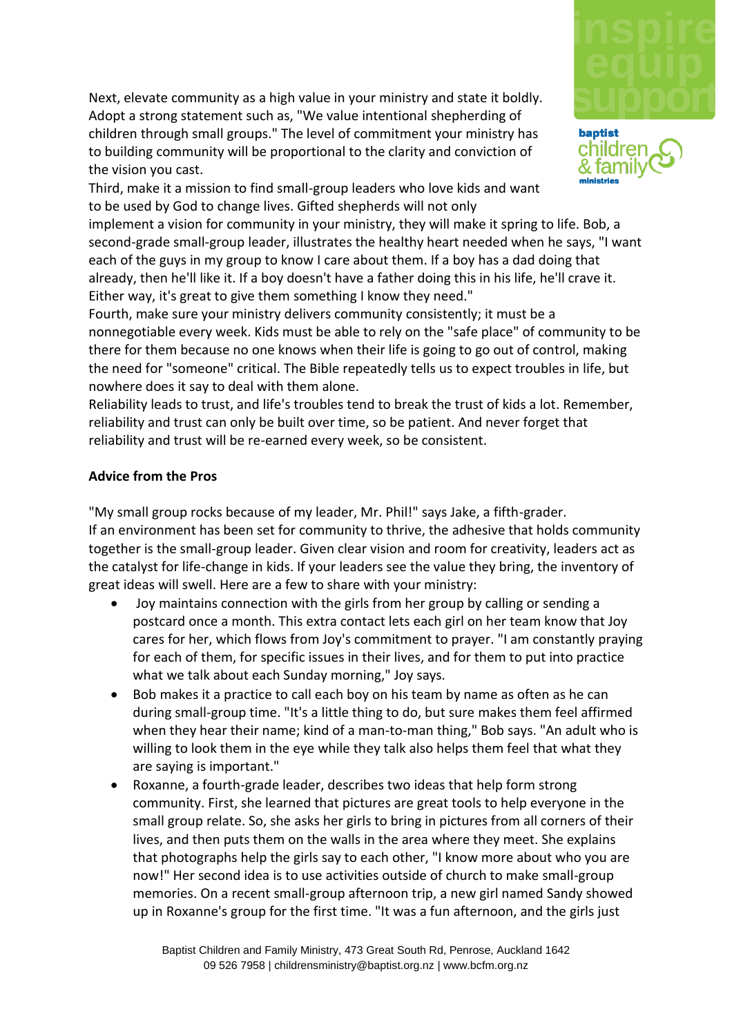Next, elevate community as a high value in your ministry and state it boldly. Adopt a strong statement such as, "We value intentional shepherding of children through small groups." The level of commitment your ministry has to building community will be proportional to the clarity and conviction of the vision you cast.

Third, make it a mission to find small-group leaders who love kids and want to be used by God to change lives. Gifted shepherds will not only implement a vision for community in your ministry, they will make it spring to life. Bob, a second-grade small-group leader, illustrates the healthy heart needed when he says, "I want each of the guys in my group to know I care about them. If a boy has a dad doing that already, then he'll like it. If a boy doesn't have a father doing this in his life, he'll crave it. Either way, it's great to give them something I know they need."

Fourth, make sure your ministry delivers community consistently; it must be a nonnegotiable every week. Kids must be able to rely on the "safe place" of community to be there for them because no one knows when their life is going to go out of control, making the need for "someone" critical. The Bible repeatedly tells us to expect troubles in life, but nowhere does it say to deal with them alone.

Reliability leads to trust, and life's troubles tend to break the trust of kids a lot. Remember, reliability and trust can only be built over time, so be patient. And never forget that reliability and trust will be re-earned every week, so be consistent.

**Advice from the Pros**

"My small group rocks because of my leader, Mr. Phil!" says Jake, a fifth-grader.

If an environment has been set for community to thrive, the adhesive that holds community together is the small-group leader. Given clear vision and room for creativity, leaders act as the catalyst for life-change in kids. If your leaders see the value they bring, the inventory of great ideas will swell. Here are a few to share with your ministry:

- Joy maintains connection with the girls from her group by calling or sending a postcard once a month. This extra contact lets each girl on her team know that Joy cares for her, which flows from Joy's commitment to prayer. "I am constantly praying for each of them, for specific issues in their lives, and for them to put into practice what we talk about each Sunday morning," Joy says.
- Bob makes it a practice to call each boy on his team by name as often as he can during small-group time. "It's a little thing to do, but sure makes them feel affirmed when they hear their name; kind of a man-to-man thing," Bob says. "An adult who is willing to look them in the eye while they talk also helps them feel that what they are saying is important."
- Roxanne, a fourth-grade leader, describes two ideas that help form strong community. First, she learned that pictures are great tools to help everyone in the small group relate. So, she asks her girls to bring in pictures from all corners of their lives, and then puts them on the walls in the area where they meet. She explains that photographs help the girls say to each other, "I know more about who you are now!" Her second idea is to use activities outside of church to make small-group memories. On a recent small-group afternoon trip, a new girl named Sandy showed up in Roxanne's group for the first time. "It was a fun afternoon, and the girls just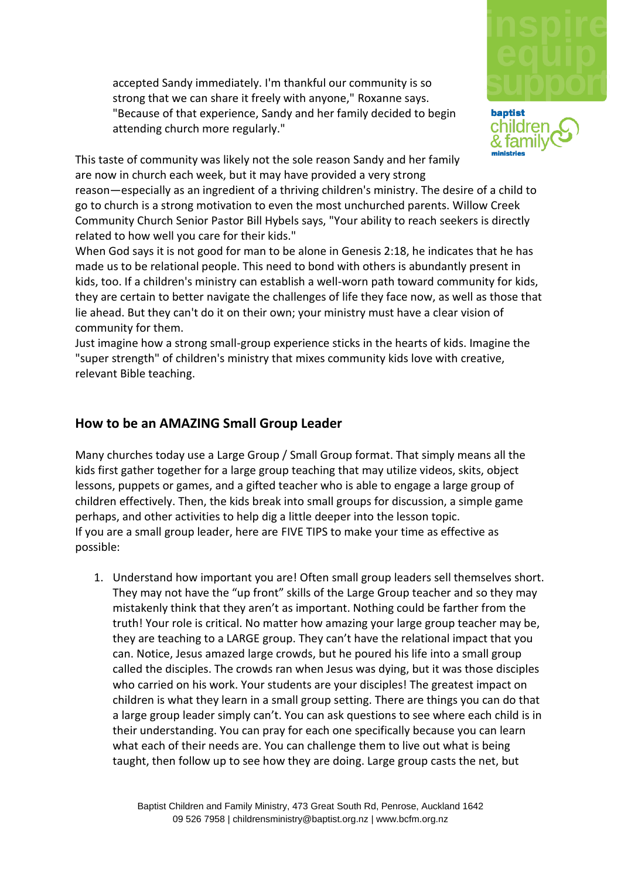accepted Sandy immediately. I'm thankful our community is so strong that we can share it freely with anyone," Roxanne says. "Because of that experience, Sandy and her family decided to begin attending church more regularly."

This taste of community was likely not the sole reason Sandy and her family are now in church each week, but it may have provided a very strong reason—especially as an ingredient of a thriving children's ministry. The desire of a child to go to church is a strong motivation to even the most unchurched parents. Willow Creek Community Church Senior Pastor Bill Hybels says, "Your ability to reach seekers is directly related to how well you care for their kids."

When God says it is not good for man to be alone in Genesis 2:18, he indicates that he has made us to be relational people. This need to bond with others is abundantly present in kids, too. If a children's ministry can establish a well-worn path toward community for kids, they are certain to better navigate the challenges of life they face now, as well as those that lie ahead. But they can't do it on their own; your ministry must have a clear vision of community for them.

Just imagine how a strong small-group experience sticks in the hearts of kids. Imagine the "super strength" of children's ministry that mixes community kids love with creative, relevant Bible teaching.

## How to be an AMAZING Small Group Leader

Many churches today use a Large Group / Small Group format. That simply means all the kids first gather together for a large group teaching that may utilize videos, skits, object lessons, puppets or games, and a gifted teacher who is able to engage a large group of children effectively. Then, the kids break into small groups for discussion, a simple game perhaps, and other activities to help dig a little deeper into the lesson topic.

If you are a small group leader, here are FIVE TIPS to make your time as effective as possible:

1. Understand how important you are! Often small group leaders sell themselves short. They may not have the "up front" skills of the Large Group teacher and so they may mistakenly think that they aren't as important. Nothing could be farther from the truth! Your role is critical. No matter how amazing your large group teacher may be, they are teaching to a LARGE group. They can't have the relational impact that you can. Notice, Jesus amazed large crowds, but he poured his life into a small group called the disciples. The crowds ran when Jesus was dying, but it was those disciples who carried on his work. Your students are your disciples! The greatest impact on children is what they learn in a small group setting. There are things you can do that a large group leader simply can't. You can ask questions to see where each child is in their understanding. You can pray for each one specifically because you can learn what each of their needs are. You can challenge them to live out what is being taught, then follow up to see how they are doing. Large group casts the net, but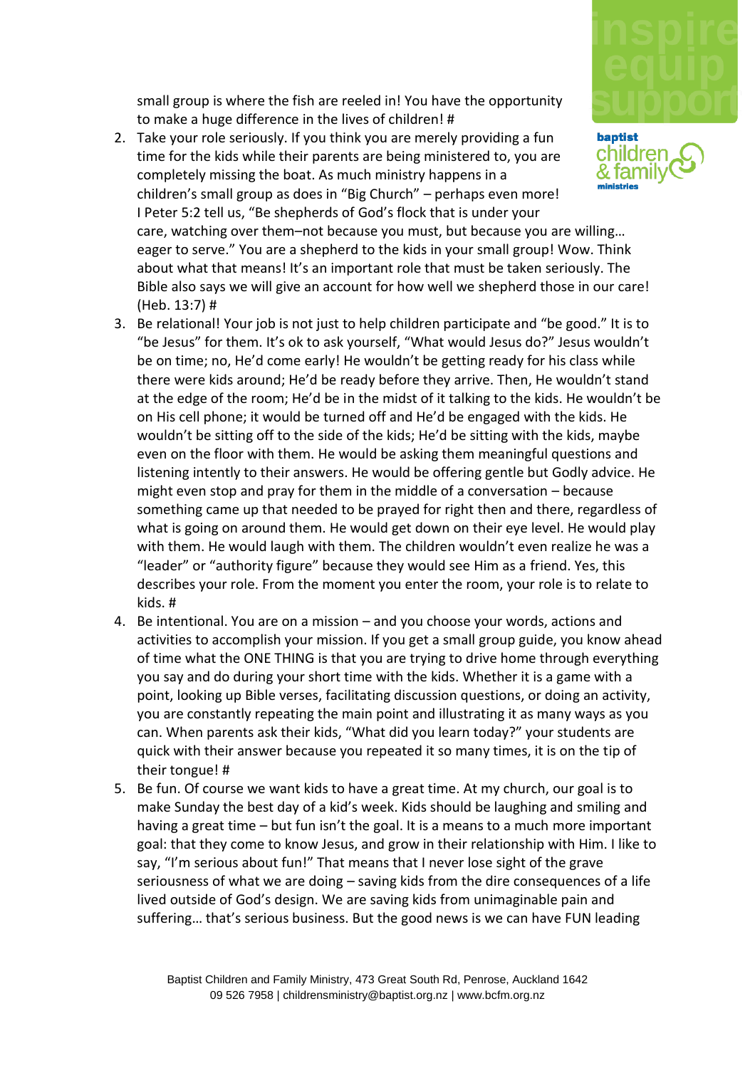small group is where the fish are reeled in! You have the opportunity to make a huge difference in the lives of children! #

2. Take your role seriously. If you think you are merely providing a fun time for the kids while their parents are being ministered to, you are completely missing the boat. As much ministry happens in a children's small group as does in "Big Church" – perhaps even more! I Peter 5:2 tell us, "Be shepherds of God's flock that is under your care, watching over them–not because you must, but because you are willing… eager to serve." You are a shepherd to the kids in your small group! Wow. Think about what that means! It's an important role that must be taken seriously. The Bible also says we will give an account for how well we shepherd those in our care! (Heb. 13:7) #
3. Be relational! Your job is not just to help children participate and "be good." It is to "be Jesus" for them. It's ok to ask yourself, "What would Jesus do?" Jesus wouldn't be on time; no, He'd come early! He wouldn't be getting ready for his class while there were kids around; He'd be ready before they arrive. Then, He wouldn't stand at the edge of the room; He'd be in the midst of it talking to the kids. He wouldn't be on His cell phone; it would be turned off and He'd be engaged with the kids. He wouldn't be sitting off to the side of the kids; He'd be sitting with the kids, maybe even on the floor with them. He would be asking them meaningful questions and listening intently to their answers. He would be offering gentle but Godly advice. He might even stop and pray for them in the middle of a conversation – because something came up that needed to be prayed for right then and there, regardless of what is going on around them. He would get down on their eye level. He would play with them. He would laugh with them. The children wouldn't even realize he was a "leader" or "authority figure" because they would see Him as a friend. Yes, this describes your role. From the moment you enter the room, your role is to relate to kids. #
4. Be intentional. You are on a mission – and you choose your words, actions and activities to accomplish your mission. If you get a small group guide, you know ahead of time what the ONE THING is that you are trying to drive home through everything you say and do during your short time with the kids. Whether it is a game with a point, looking up Bible verses, facilitating discussion questions, or doing an activity, you are constantly repeating the main point and illustrating it as many ways as you can. When parents ask their kids, "What did you learn today?" your students are quick with their answer because you repeated it so many times, it is on the tip of their tongue! #
5. Be fun. Of course we want kids to have a great time. At my church, our goal is to make Sunday the best day of a kid's week. Kids should be laughing and smiling and having a great time – but fun isn't the goal. It is a means to a much more important goal: that they come to know Jesus, and grow in their relationship with Him. I like to say, "I'm serious about fun!" That means that I never lose sight of the grave seriousness of what we are doing – saving kids from the dire consequences of a life lived outside of God's design. We are saving kids from unimaginable pain and suffering… that's serious business. But the good news is we can have FUN leading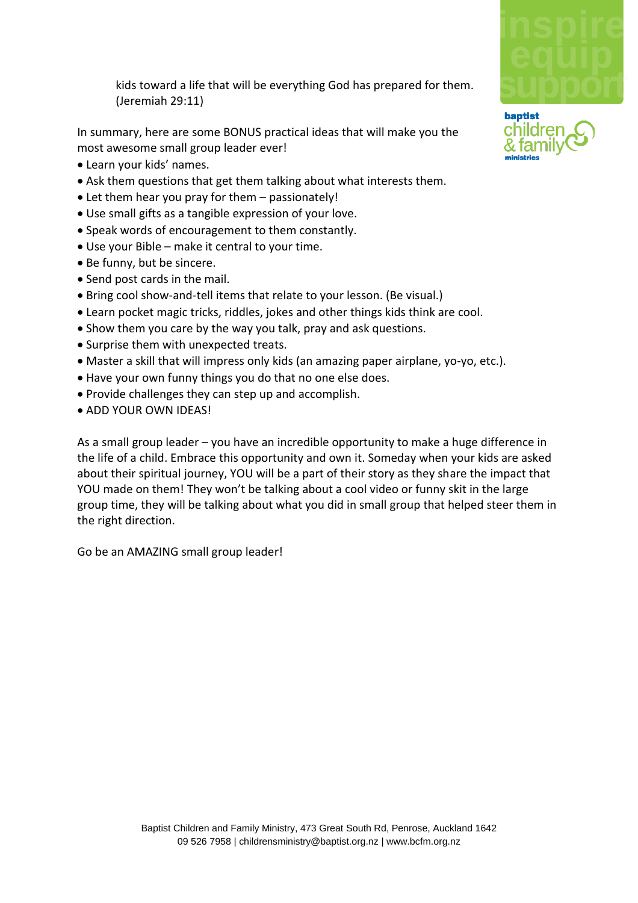kids toward a life that will be everything God has prepared for them. (Jeremiah 29:11)

In summary, here are some BONUS practical ideas that will make you the most awesome small group leader ever!

- Learn your kids' names.
- Ask them questions that get them talking about what interests them.
- Let them hear you pray for them – passionately!
- Use small gifts as a tangible expression of your love.
- Speak words of encouragement to them constantly.
- Use your Bible – make it central to your time.
- Be funny, but be sincere.
- Send post cards in the mail.
- Bring cool show-and-tell items that relate to your lesson. (Be visual.)
- Learn pocket magic tricks, riddles, jokes and other things kids think are cool.
- Show them you care by the way you talk, pray and ask questions.
- Surprise them with unexpected treats.
- Master a skill that will impress only kids (an amazing paper airplane, yo-yo, etc.).
- Have your own funny things you do that no one else does.
- Provide challenges they can step up and accomplish.
- ADD YOUR OWN IDEAS!

As a small group leader – you have an incredible opportunity to make a huge difference in the life of a child. Embrace this opportunity and own it. Someday when your kids are asked about their spiritual journey, YOU will be a part of their story as they share the impact that YOU made on them! They won't be talking about a cool video or funny skit in the large group time, they will be talking about what you did in small group that helped steer them in the right direction.

Go be an AMAZING small group leader!